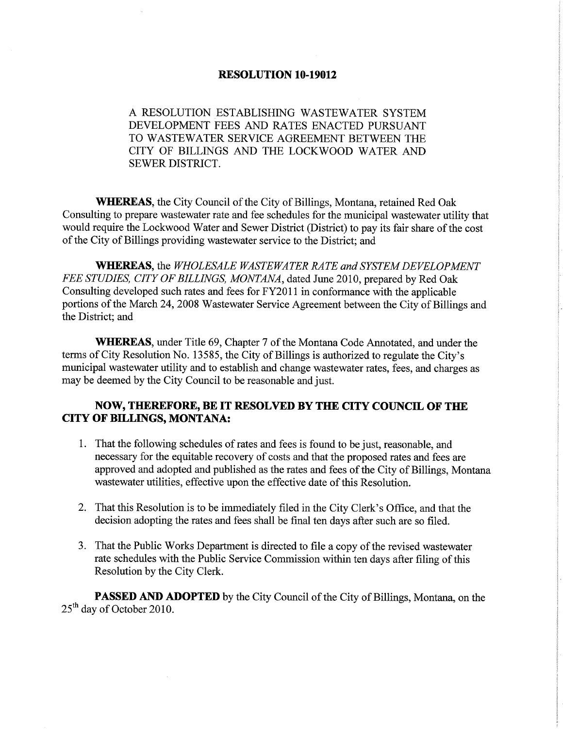# RESOLUTION 10-19012

A RESOLUTION ESTABLISHING WASTEWATER SYSTEM DEVELOPMENT FEES AND RATES ENACTED PURSUANT TO WASTEWATER SERVICE AGREEMENT BETWEEN THE CITY OF BILLINGS AND THE LOCKWOOD WATER AND SEWER DISTRICT.

**WHEREAS**, the City Council of the City of Billings, Montana, retained Red Oak Consulting to prepare wastewater rate and fee schedules for the municipal wastewater utility that would require the Lockwood Water and Sewer District (District) to pay its fair share of the cost of the City of Billings providing wastewater service to the District; and

**WHEREAS**, the *WHOLESALE WASTEWATER RATE and SYSTEM DEVELOPMENT FEE STUDIES, CITY OF BILLINGS, MONTANA*, dated June 2010, prepared by Red Oak Consulting developed such rates and fees for FY2011 in conformance with the applicable portions of the March 24, 2008 Wastewater Service Agreement between the City of Billings and the District; and

**WHEREAS**, under Title 69, Chapter 7 of the Montana Code Annotated, and under the terms of City Resolution No. 13585, the City of Billings is authorized to regulate the City's municipal wastewater utility and to establish and change wastewater rates, fees, and charges as may be deemed by the City Council to be reasonable and just.

**NOW, THEREFORE, BE IT RESOLVED BY THE CITY COUNCIL OF THE CITY OF BILLINGS, MONTANA:**

1. That the following schedules of rates and fees is found to be just, reasonable, and necessary for the equitable recovery of costs and that the proposed rates and fees are approved and adopted and published as the rates and fees of the City of Billings, Montana wastewater utilities, effective upon the effective date of this Resolution.
2. That this Resolution is to be immediately filed in the City Clerk's Office, and that the decision adopting the rates and fees shall be final ten days after such are so filed.
3. That the Public Works Department is directed to file a copy of the revised wastewater rate schedules with the Public Service Commission within ten days after filing of this Resolution by the City Clerk.

**PASSED AND ADOPTED** by the City Council of the City of Billings, Montana, on the 25th day of October 2010.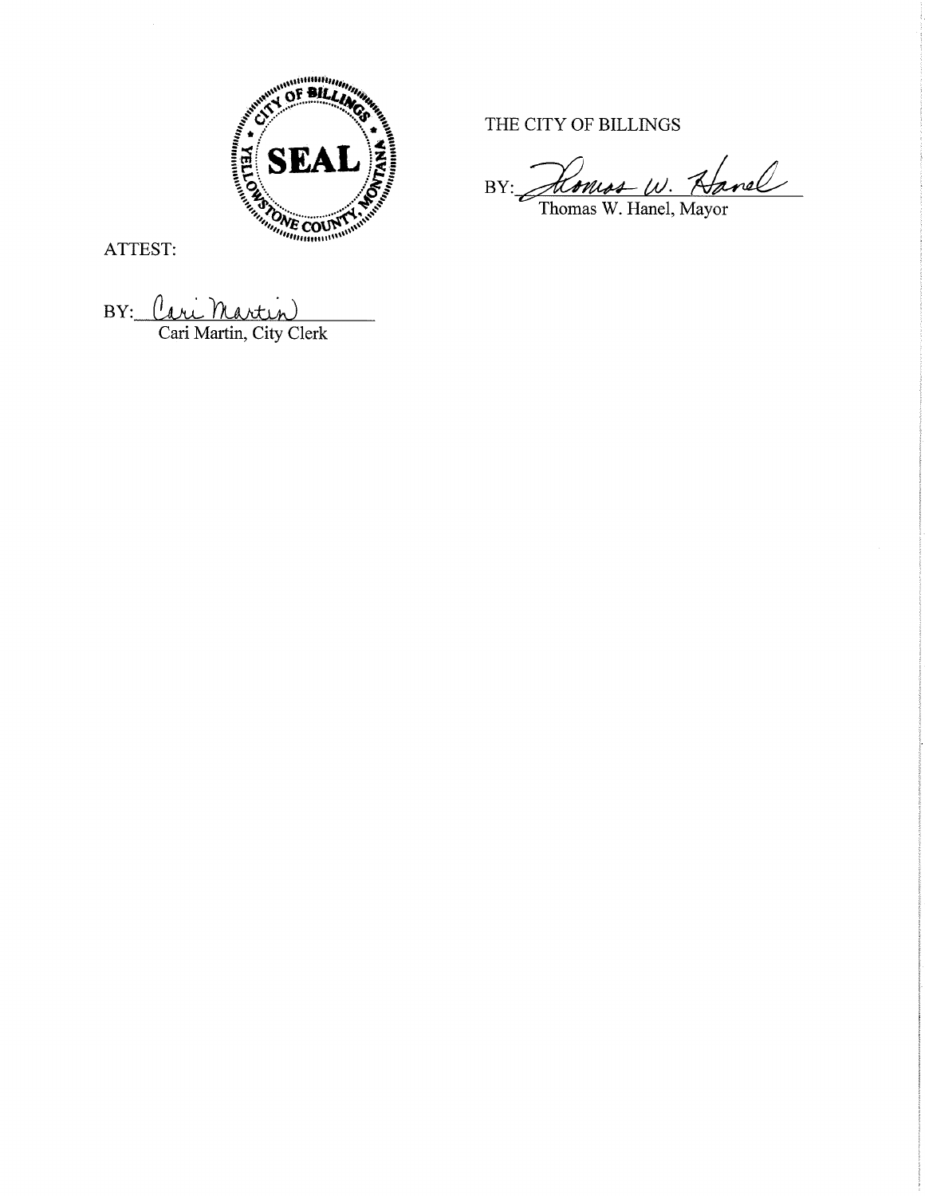THE CITY OF BILLINGS

BY: Thomas W. Hanel
Thomas W. Hanel, Mayor

ATTEST:

BY: Cari Martin
Cari Martin, City Clerk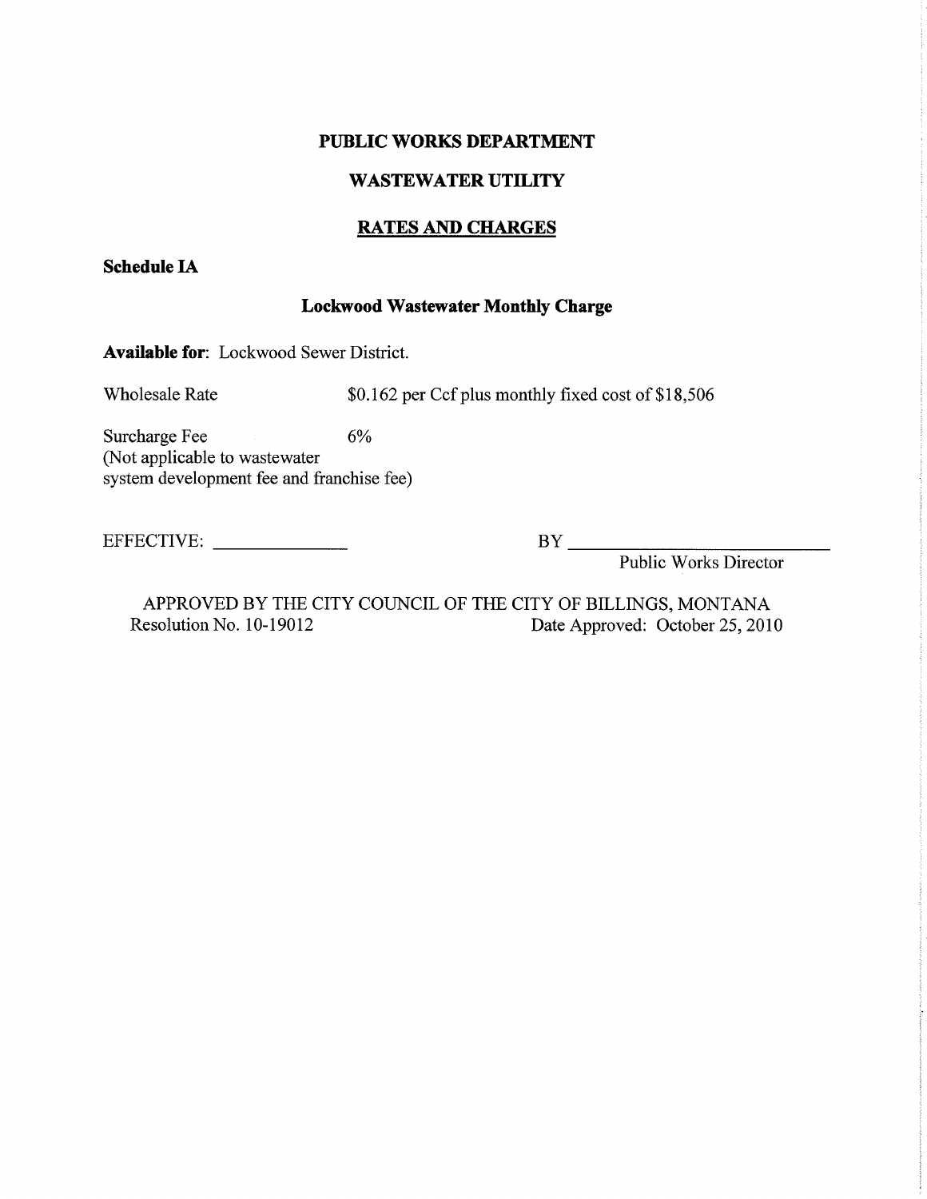# PUBLIC WORKS DEPARTMENT

## WASTEWATER UTILITY

## RATES AND CHARGES

**Schedule IA**

### Lockwood Wastewater Monthly Charge

**Available for**: Lockwood Sewer District.

Wholesale Rate $0.162 per Ccf plus monthly fixed cost of $18,506

Surcharge Fee 6%
(Not applicable to wastewater system development fee and franchise fee)

EFFECTIVE: ______________ BY ____________________________
Public Works Director

APPROVED BY THE CITY COUNCIL OF THE CITY OF BILLINGS, MONTANA
Resolution No. 10-19012 Date Approved: October 25, 2010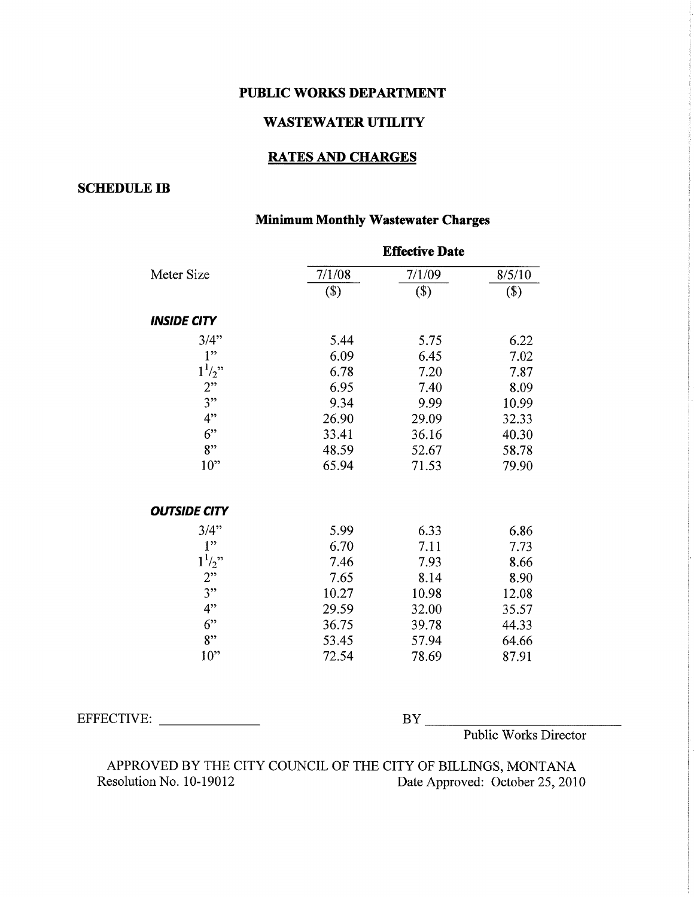**PUBLIC WORKS DEPARTMENT**

**WASTEWATER UTILITY**

**RATES AND CHARGES**

**SCHEDULE IB**

**Minimum Monthly Wastewater Charges**

| Meter Size | Effective Date 7/1/08 ($) | 7/1/09 ($) | 8/5/10 ($) |
|---|---|---|---|
| ***INSIDE CITY*** | | | |
| 3/4" | 5.44 | 5.75 | 6.22 |
| 1" | 6.09 | 6.45 | 7.02 |
| 1½" | 6.78 | 7.20 | 7.87 |
| 2" | 6.95 | 7.40 | 8.09 |
| 3" | 9.34 | 9.99 | 10.99 |
| 4" | 26.90 | 29.09 | 32.33 |
| 6" | 33.41 | 36.16 | 40.30 |
| 8" | 48.59 | 52.67 | 58.78 |
| 10" | 65.94 | 71.53 | 79.90 |
| ***OUTSIDE CITY*** | | | |
| 3/4" | 5.99 | 6.33 | 6.86 |
| 1" | 6.70 | 7.11 | 7.73 |
| 1½" | 7.46 | 7.93 | 8.66 |
| 2" | 7.65 | 8.14 | 8.90 |
| 3" | 10.27 | 10.98 | 12.08 |
| 4" | 29.59 | 32.00 | 35.57 |
| 6" | 36.75 | 39.78 | 44.33 |
| 8" | 53.45 | 57.94 | 64.66 |
| 10" | 72.54 | 78.69 | 87.91 |

EFFECTIVE: ______________ BY ____________________________

Public Works Director

APPROVED BY THE CITY COUNCIL OF THE CITY OF BILLINGS, MONTANA

Resolution No. 10-19012 Date Approved: October 25, 2010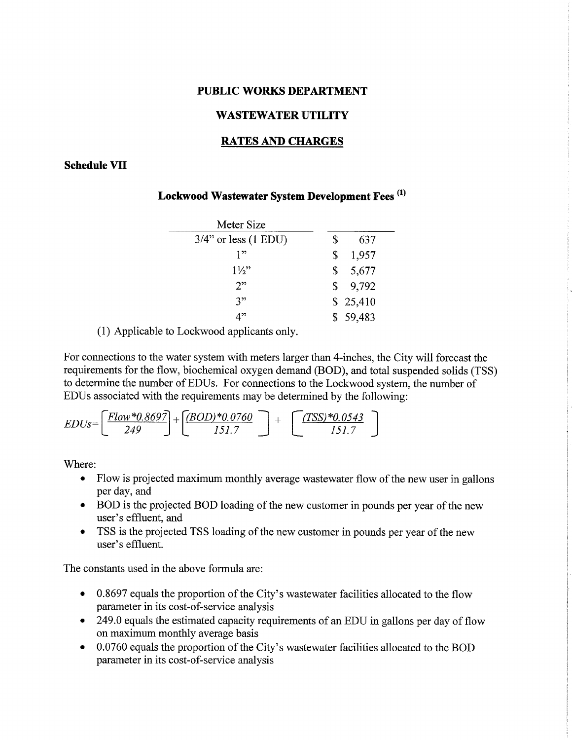**PUBLIC WORKS DEPARTMENT**

**WASTEWATER UTILITY**

**RATES AND CHARGES**

**Schedule VII**

**Lockwood Wastewater System Development Fees (1)**

| Meter Size | |
|---|---|
| 3/4" or less (1 EDU) | $ 637 |
| 1" | $ 1,957 |
| 1½" | $ 5,677 |
| 2" | $ 9,792 |
| 3" | $ 25,410 |
| 4" | $ 59,483 |

(1) Applicable to Lockwood applicants only.

For connections to the water system with meters larger than 4-inches, the City will forecast the requirements for the flow, biochemical oxygen demand (BOD), and total suspended solids (TSS) to determine the number of EDUs. For connections to the Lockwood system, the number of EDUs associated with the requirements may be determined by the following:

$$EDUs = \left[\frac{Flow*0.8697}{249}\right] + \left[\frac{(BOD)*0.0760}{151.7}\right] + \left[\frac{(TSS)*0.0543}{151.7}\right]$$

Where:

- Flow is projected maximum monthly average wastewater flow of the new user in gallons per day, and
- BOD is the projected BOD loading of the new customer in pounds per year of the new user's effluent, and
- TSS is the projected TSS loading of the new customer in pounds per year of the new user's effluent.

The constants used in the above formula are:

- 0.8697 equals the proportion of the City's wastewater facilities allocated to the flow parameter in its cost-of-service analysis
- 249.0 equals the estimated capacity requirements of an EDU in gallons per day of flow on maximum monthly average basis
- 0.0760 equals the proportion of the City's wastewater facilities allocated to the BOD parameter in its cost-of-service analysis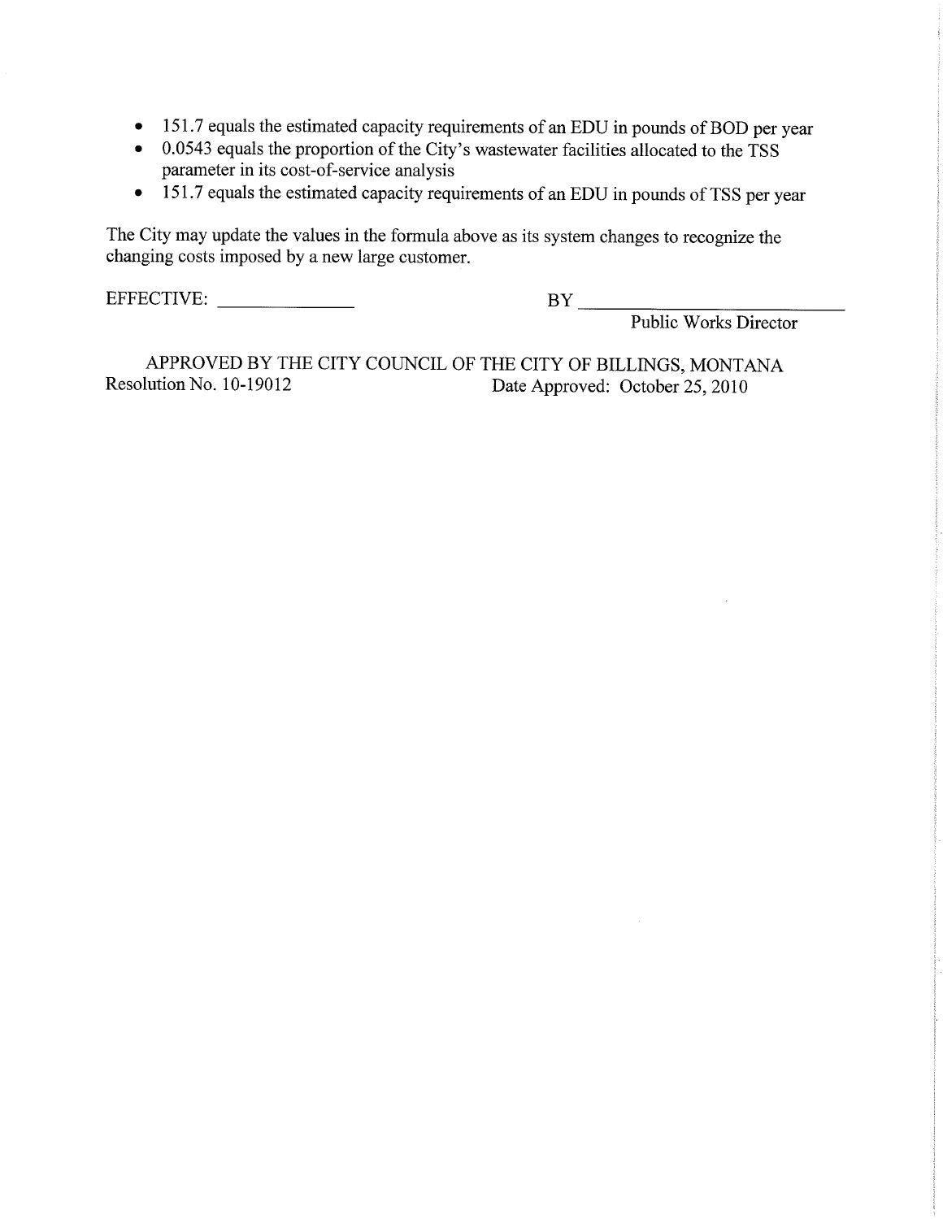- 151.7 equals the estimated capacity requirements of an EDU in pounds of BOD per year
- 0.0543 equals the proportion of the City's wastewater facilities allocated to the TSS parameter in its cost-of-service analysis
- 151.7 equals the estimated capacity requirements of an EDU in pounds of TSS per year

The City may update the values in the formula above as its system changes to recognize the changing costs imposed by a new large customer.

EFFECTIVE: _______________ BY _____________________________

Public Works Director

APPROVED BY THE CITY COUNCIL OF THE CITY OF BILLINGS, MONTANA

Resolution No. 10-19012 Date Approved: October 25, 2010